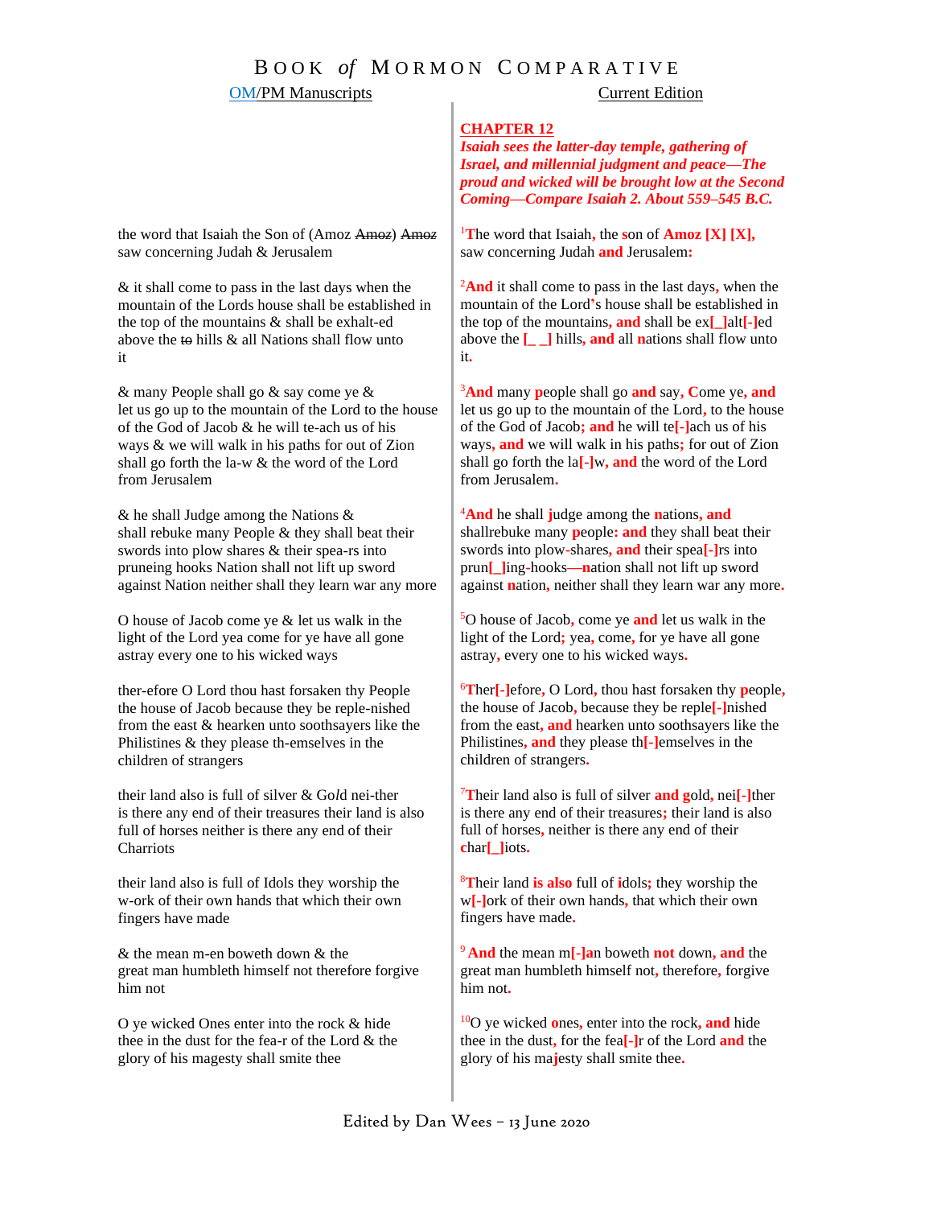# BOOK *of* MORMON COMPARATIVE

| OM/PM Manuscripts | Current Edition |
|---|---|
| | **CHAPTER 12** *Isaiah sees the latter-day temple, gathering of Israel, and millennial judgment and peace—The proud and wicked will be brought low at the Second Coming—Compare Isaiah 2. About 559–545 B.C.* |
| the word that Isaiah the Son of (Amoz ~~Amoz~~) ~~Amoz~~ saw concerning Judah & Jerusalem | [1]The word that Isaiah, the son of Amoz [X] [X], saw concerning Judah and Jerusalem: |
| & it shall come to pass in the last days when the mountain of the Lords house shall be established in the top of the mountains & shall be exhalt-ed above the ~~to~~ hills & all Nations shall flow unto it | [2]And it shall come to pass in the last days, when the mountain of the Lord's house shall be established in the top of the mountains, and shall be ex[_]alt[-]ed above the [_ _] hills, and all nations shall flow unto it. |
| & many People shall go & say come ye & let us go up to the mountain of the Lord to the house of the God of Jacob & he will te-ach us of his ways & we will walk in his paths for out of Zion shall go forth the la-w & the word of the Lord from Jerusalem | [3]And many people shall go and say, Come ye, and let us go up to the mountain of the Lord, to the house of the God of Jacob; and he will te[-]ach us of his ways, and we will walk in his paths; for out of Zion shall go forth the la[-]w, and the word of the Lord from Jerusalem. |
| & he shall Judge among the Nations & shall rebuke many People & they shall beat their swords into plow shares & their spea-rs into pruneing hooks Nation shall not lift up sword against Nation neither shall they learn war any more | [4]And he shall judge among the nations, and shallrebuke many people: and they shall beat their swords into plow-shares, and their spea[-]rs into prun[_]ing-hooks—nation shall not lift up sword against nation, neither shall they learn war any more. |
| O house of Jacob come ye & let us walk in the light of the Lord yea come for ye have all gone astray every one to his wicked ways | [5]O house of Jacob, come ye and let us walk in the light of the Lord; yea, come, for ye have all gone astray, every one to his wicked ways. |
| ther-efore O Lord thou hast forsaken thy People the house of Jacob because they be reple-nished from the east & hearken unto soothsayers like the Philistines & they please th-emselves in the children of strangers | [6]Ther[-]efore, O Lord, thou hast forsaken thy people, the house of Jacob, because they be reple[-]nished from the east, and hearken unto soothsayers like the Philistines, and they please th[-]emselves in the children of strangers. |
| their land also is full of silver & Go*l*d nei-ther is there any end of their treasures their land is also full of horses neither is there any end of their Charriots | [7]Their land also is full of silver and gold, nei[-]ther is there any end of their treasures; their land is also full of horses, neither is there any end of their char[_]iots. |
| their land also is full of Idols they worship the w-ork of their own hands that which their own fingers have made | [8]Their land is also full of idols; they worship the w[-]ork of their own hands, that which their own fingers have made. |
| & the mean m-en boweth down & the great man humbleth himself not therefore forgive him not | [9]And the mean m[-]an boweth not down, and the great man humbleth himself not, therefore, forgive him not. |
| O ye wicked Ones enter into the rock & hide thee in the dust for the fea-r of the Lord & the glory of his magesty shall smite thee | [10]O ye wicked ones, enter into the rock, and hide thee in the dust, for the fea[-]r of the Lord and the glory of his majesty shall smite thee. |

Edited by Dan Wees – 13 June 2020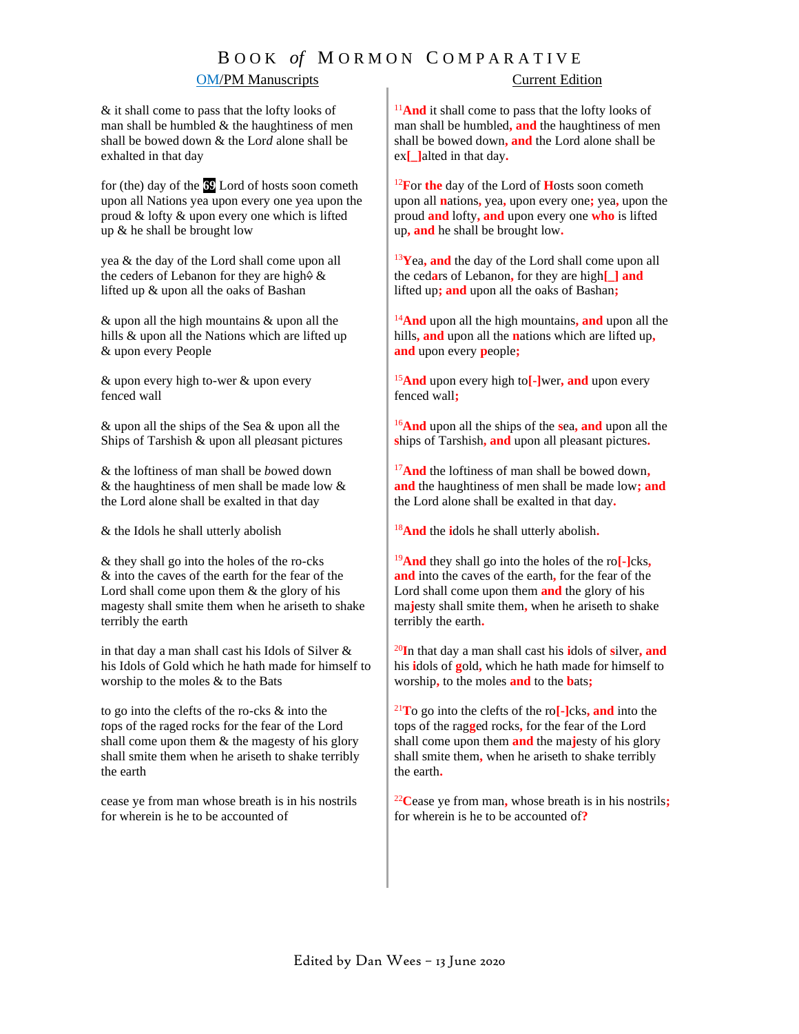# Book *of* Mormon Comparative

| OM/PM Manuscripts | Current Edition |
|---|---|
| & it shall come to pass that the lofty looks of man shall be humbled & the haughtiness of men shall be bowed down & the Lord alone shall be exhalted in that day | [11]**And** it shall come to pass that the lofty looks of man shall be humbled**, and** the haughtiness of men shall be bowed down**, and** the Lord alone shall be ex**[_]**alted in that day**.** |
| for (the) day of the 69 Lord of hosts soon cometh upon all Nations yea upon every one yea upon the proud & lofty & upon every one which is lifted up & he shall be brought low | [12]**F**or **the** day of the Lord of **H**osts soon cometh upon all **n**ations**,** yea**,** upon every one**;** yea**,** upon the proud **and** lofty**, and** upon every one **who** is lifted up**, and** he shall be brought low**.** |
| yea & the day of the Lord shall come upon all the ceders of Lebanon for they are high & lifted up & upon all the oaks of Bashan | [13]**Y**ea**, and** the day of the Lord shall come upon all the ced**a**rs of Lebanon**,** for they are high**[_] and** lifted up**; and** upon all the oaks of Bashan**;** |
| & upon all the high mountains & upon all the hills & upon all the Nations which are lifted up & upon every People | [14]**And** upon all the high mountains**, and** upon all the hills**, and** upon all the **n**ations which are lifted up**, and** upon every **p**eople**;** |
| & upon every high to-wer & upon every fenced wall | [15]**And** upon every high to**[-]**wer**, and** upon every fenced wall**;** |
| & upon all the ships of the Sea & upon all the Ships of Tarshish & upon all pleasant pictures | [16]**And** upon all the ships of the **s**ea**, and** upon all the **s**hips of Tarshish**, and** upon all pleasant pictures**.** |
| & the loftiness of man shall be bowed down & the haughtiness of men shall be made low & the Lord alone shall be exalted in that day | [17]**And** the loftiness of man shall be bowed down**, and** the haughtiness of men shall be made low**; and** the Lord alone shall be exalted in that day**.** |
| & the Idols he shall utterly abolish | [18]**And** the **i**dols he shall utterly abolish**.** |
| & they shall go into the holes of the ro-cks & into the caves of the earth for the fear of the Lord shall come upon them & the glory of his magesty shall smite them when he ariseth to shake terribly the earth | [19]**And** they shall go into the holes of the ro**[-]**cks**, and** into the caves of the earth**,** for the fear of the Lord shall come upon them **and** the glory of his ma**j**esty shall smite them**,** when he ariseth to shake terribly the earth**.** |
| in that day a man shall cast his Idols of Silver & his Idols of Gold which he hath made for himself to worship to the moles & to the Bats | [20]**I**n that day a man shall cast his **i**dols of **s**ilver**, and** his **i**dols of **g**old**,** which he hath made for himself to worship**,** to the moles **and** to the **b**ats**;** |
| to go into the clefts of the ro-cks & into the tops of the raged rocks for the fear of the Lord shall come upon them & the magesty of his glory shall smite them when he ariseth to shake terribly the earth | [21]**T**o go into the clefts of the ro**[-]**cks**, and** into the tops of the rag**g**ed rocks**,** for the fear of the Lord shall come upon them **and** the ma**j**esty of his glory shall smite them**,** when he ariseth to shake terribly the earth**.** |
| cease ye from man whose breath is in his nostrils for wherein is he to be accounted of | [22]**C**ease ye from man**,** whose breath is in his nostrils**;** for wherein is he to be accounted of**?** |

Edited by Dan Wees – 13 June 2020